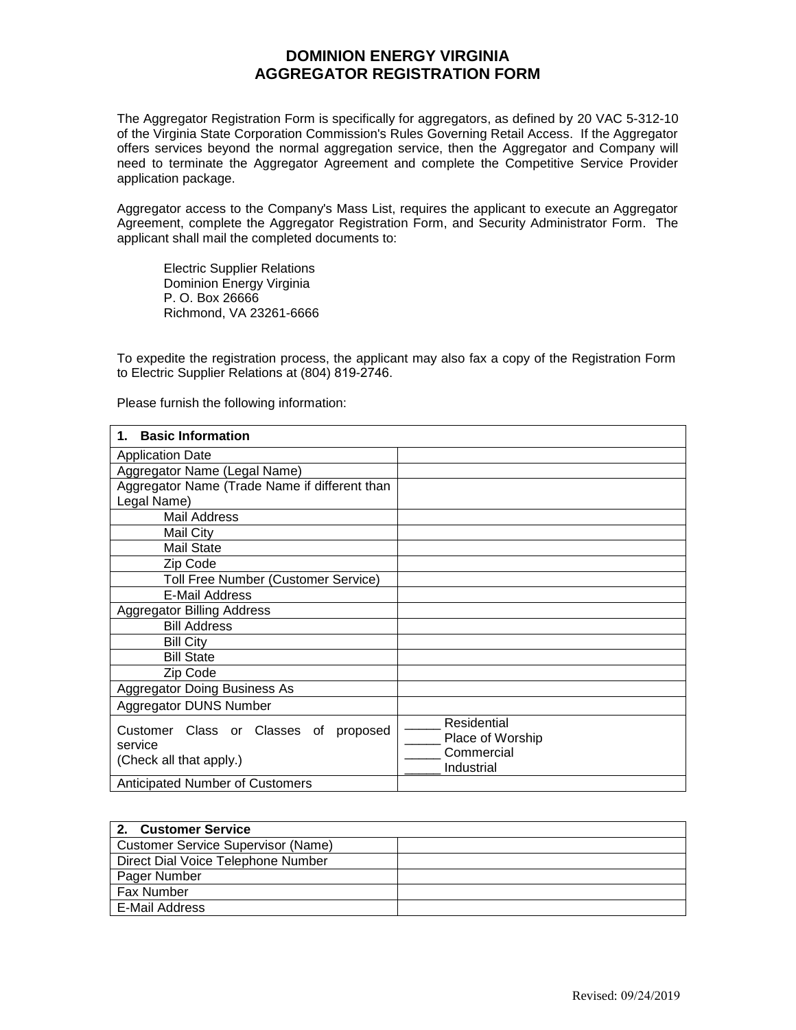# DOMINION ENERGY VIRGINIA
# AGGREGATOR REGISTRATION FORM

The Aggregator Registration Form is specifically for aggregators, as defined by 20 VAC 5-312-10 of the Virginia State Corporation Commission's Rules Governing Retail Access. If the Aggregator offers services beyond the normal aggregation service, then the Aggregator and Company will need to terminate the Aggregator Agreement and complete the Competitive Service Provider application package.

Aggregator access to the Company's Mass List, requires the applicant to execute an Aggregator Agreement, complete the Aggregator Registration Form, and Security Administrator Form. The applicant shall mail the completed documents to:

Electric Supplier Relations
Dominion Energy Virginia
P. O. Box 26666
Richmond, VA 23261-6666

To expedite the registration process, the applicant may also fax a copy of the Registration Form to Electric Supplier Relations at (804) 819-2746.

Please furnish the following information:

| **1. Basic Information** | |
|---|---|
| Application Date | |
| Aggregator Name (Legal Name) | |
| Aggregator Name (Trade Name if different than Legal Name) | |
| Mail Address | |
| Mail City | |
| Mail State | |
| Zip Code | |
| Toll Free Number (Customer Service) | |
| E-Mail Address | |
| Aggregator Billing Address | |
| Bill Address | |
| Bill City | |
| Bill State | |
| Zip Code | |
| Aggregator Doing Business As | |
| Aggregator DUNS Number | |
| Customer Class or Classes of proposed service (Check all that apply.) | _____ Residential<br>_____ Place of Worship<br>_____ Commercial<br>_____ Industrial |
| Anticipated Number of Customers | |

| **2. Customer Service** | |
|---|---|
| Customer Service Supervisor (Name) | |
| Direct Dial Voice Telephone Number | |
| Pager Number | |
| Fax Number | |
| E-Mail Address | |

Revised: 09/24/2019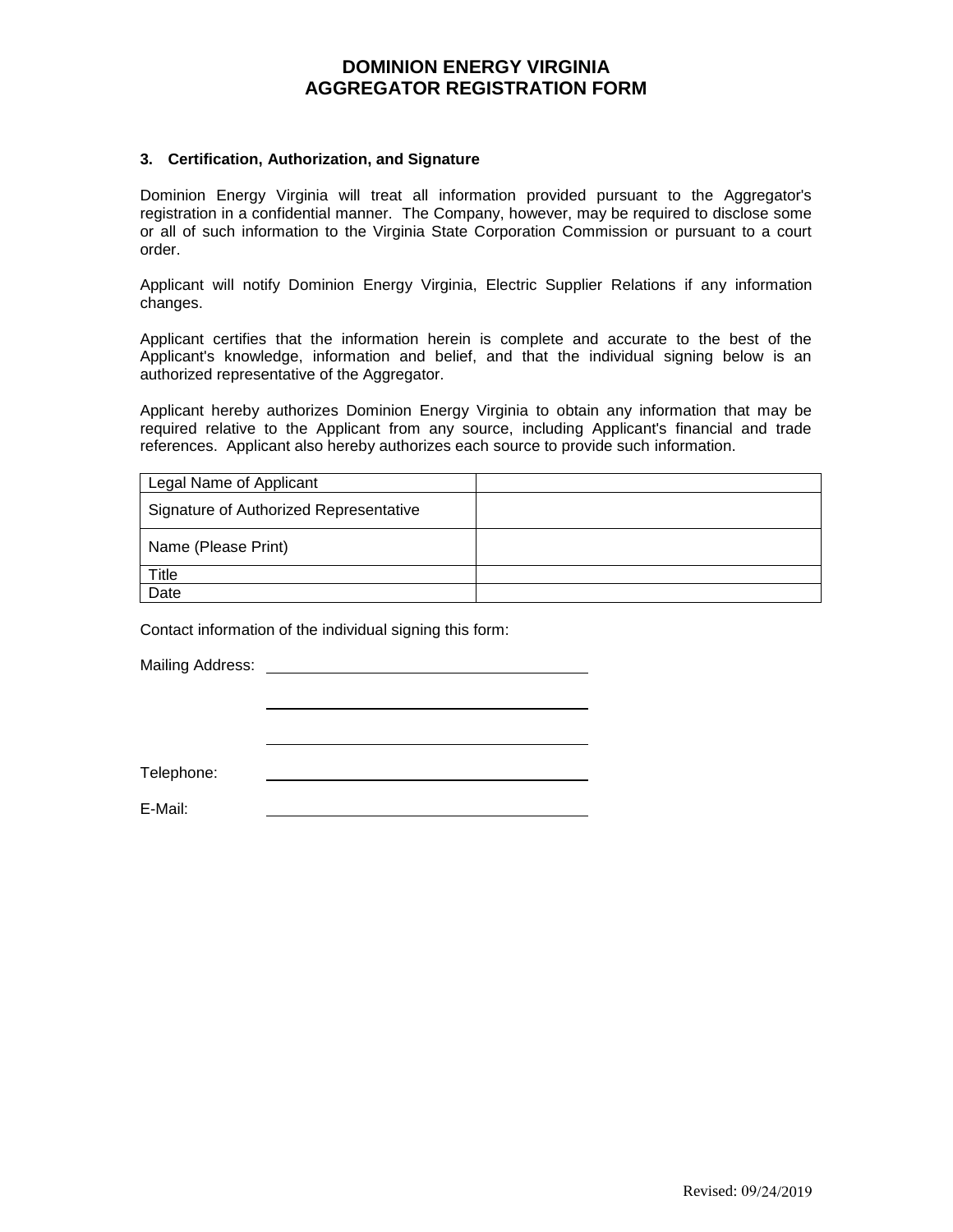# DOMINION ENERGY VIRGINIA
# AGGREGATOR REGISTRATION FORM

### 3. Certification, Authorization, and Signature

Dominion Energy Virginia will treat all information provided pursuant to the Aggregator's registration in a confidential manner. The Company, however, may be required to disclose some or all of such information to the Virginia State Corporation Commission or pursuant to a court order.

Applicant will notify Dominion Energy Virginia, Electric Supplier Relations if any information changes.

Applicant certifies that the information herein is complete and accurate to the best of the Applicant's knowledge, information and belief, and that the individual signing below is an authorized representative of the Aggregator.

Applicant hereby authorizes Dominion Energy Virginia to obtain any information that may be required relative to the Applicant from any source, including Applicant's financial and trade references. Applicant also hereby authorizes each source to provide such information.

| | |
|---|---|
| Legal Name of Applicant | |
| Signature of Authorized Representative | |
| Name (Please Print) | |
| Title | |
| Date | |

Contact information of the individual signing this form:

Mailing Address: ____________________________________

____________________________________

____________________________________

Telephone: ____________________________________

E-Mail: ____________________________________

Revised: 09/24/2019